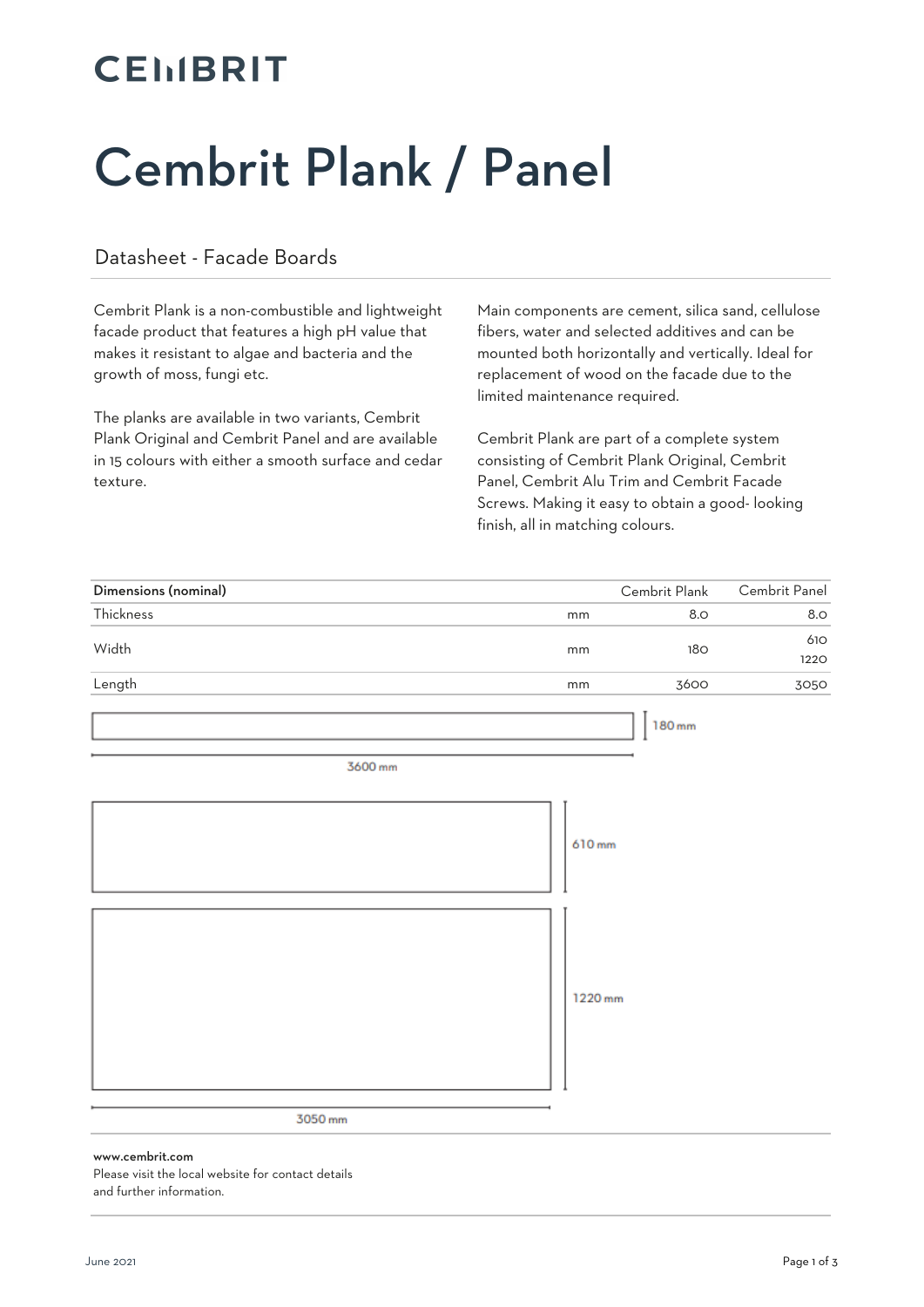CEMBRIT

# Cembrit Plank / Panel

## Datasheet - Facade Boards

Cembrit Plank is a non-combustible and lightweight facade product that features a high pH value that makes it resistant to algae and bacteria and the growth of moss, fungi etc.

The planks are available in two variants, Cembrit Plank Original and Cembrit Panel and are available in 15 colours with either a smooth surface and cedar texture.

Main components are cement, silica sand, cellulose fibers, water and selected additives and can be mounted both horizontally and vertically. Ideal for replacement of wood on the facade due to the limited maintenance required.

Cembrit Plank are part of a complete system consisting of Cembrit Plank Original, Cembrit Panel, Cembrit Alu Trim and Cembrit Facade Screws. Making it easy to obtain a good- looking finish, all in matching colours.

| **Dimensions (nominal)** | | Cembrit Plank | Cembrit Panel |
|---|---|---|---|
| Thickness | mm | 8.0 | 8.0 |
| Width | mm | 180 | 610<br>1220 |
| Length | mm | 3600 | 3050 |

180 mm

3600 mm

610 mm

1220 mm

3050 mm

**www.cembrit.com**
Please visit the local website for contact details and further information.

June 2021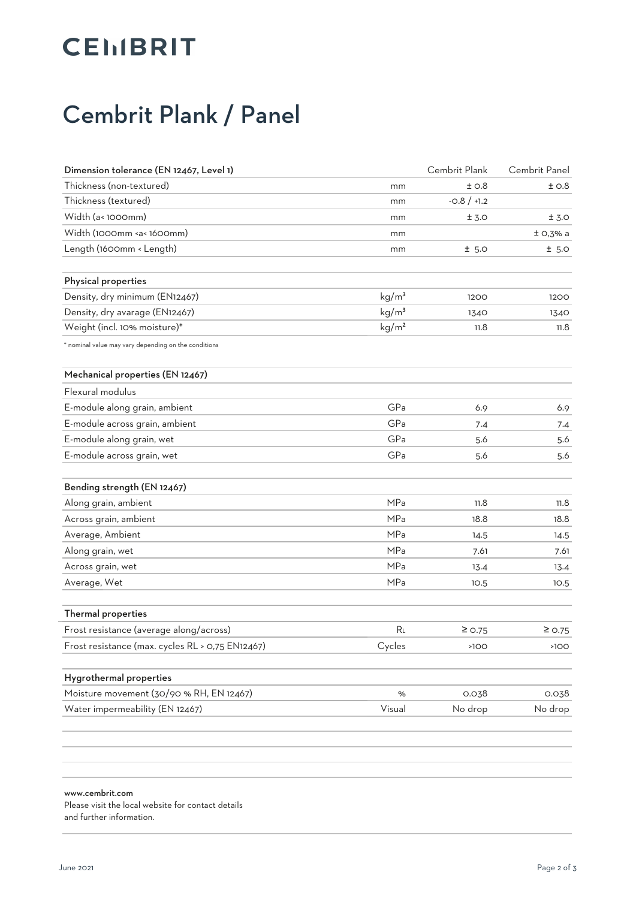# CEMBRIT

# Cembrit Plank / Panel

| Dimension tolerance (EN 12467, Level 1) | | Cembrit Plank | Cembrit Panel |
|---|---|---|---|
| Thickness (non-textured) | mm | ± 0.8 | ± 0.8 |
| Thickness (textured) | mm | -0.8 / +1.2 | |
| Width (a< 1000mm) | mm | ± 3.0 | ± 3.0 |
| Width (1000mm <a< 1600mm) | mm | | ± 0,3% a |
| Length (1600mm < Length) | mm | ± 5.0 | ± 5.0 |

| Physical properties | | | |
|---|---|---|---|
| Density, dry minimum (EN12467) | kg/m³ | 1200 | 1200 |
| Density, dry avarage (EN12467) | kg/m³ | 1340 | 1340 |
| Weight (incl. 10% moisture)* | kg/m² | 11.8 | 11.8 |

* nominal value may vary depending on the conditions

| Mechanical properties (EN 12467) | | | |
|---|---|---|---|
| Flexural modulus | | | |
| E-module along grain, ambient | GPa | 6.9 | 6.9 |
| E-module across grain, ambient | GPa | 7.4 | 7.4 |
| E-module along grain, wet | GPa | 5.6 | 5.6 |
| E-module across grain, wet | GPa | 5.6 | 5.6 |

| Bending strength (EN 12467) | | | |
|---|---|---|---|
| Along grain, ambient | MPa | 11.8 | 11.8 |
| Across grain, ambient | MPa | 18.8 | 18.8 |
| Average, Ambient | MPa | 14.5 | 14.5 |
| Along grain, wet | MPa | 7.61 | 7.61 |
| Across grain, wet | MPa | 13.4 | 13.4 |
| Average, Wet | MPa | 10.5 | 10.5 |

| Thermal properties | | | |
|---|---|---|---|
| Frost resistance (average along/across) | $R_L$ | ≥ 0.75 | ≥ 0.75 |
| Frost resistance (max. cycles RL > 0,75 EN12467) | Cycles | >100 | >100 |

| Hygrothermal properties | | | |
|---|---|---|---|
| Moisture movement (30/90 % RH, EN 12467) | % | 0.038 | 0.038 |
| Water impermeability (EN 12467) | Visual | No drop | No drop |

**www.cembrit.com**
Please visit the local website for contact details and further information.

June 2021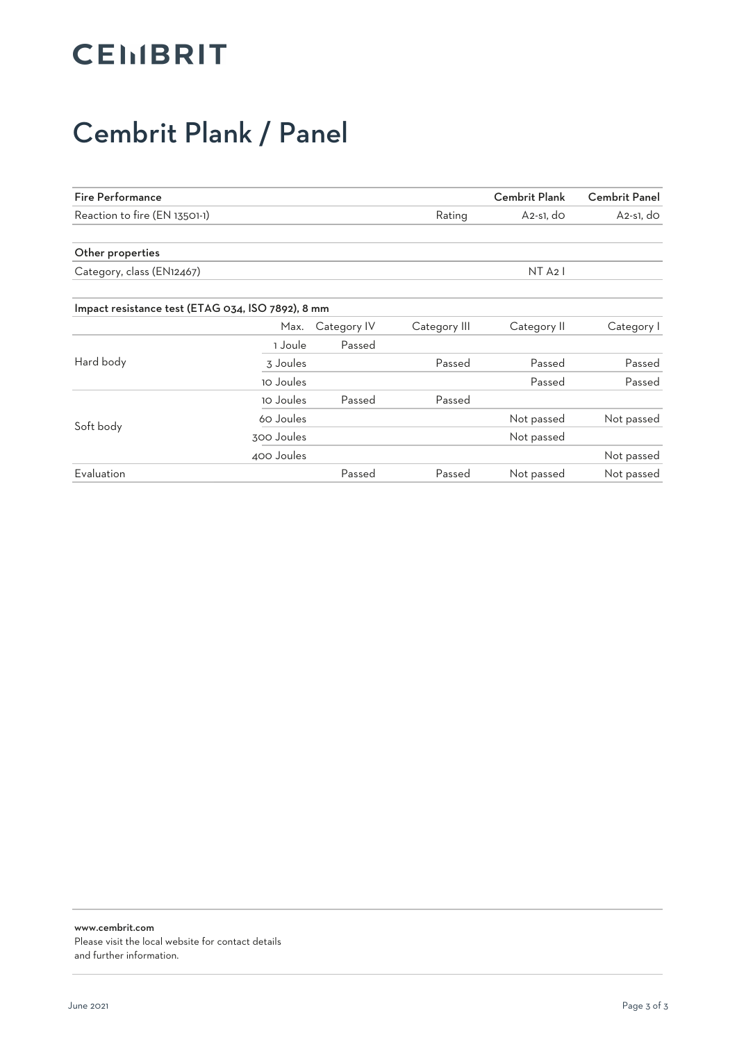# CEMBRIT

# Cembrit Plank / Panel

| Fire Performance | | Cembrit Plank | Cembrit Panel |
| --- | --- | --- | --- |
| Reaction to fire (EN 13501-1) | Rating | A2-s1, d0 | A2-s1, d0 |

| Other properties | | |
| --- | --- | --- |
| Category, class (EN12467) | NT A2 I | |

**Impact resistance test (ETAG 034, ISO 7892), 8 mm**

| | Max. | Category IV | Category III | Category II | Category I |
| --- | --- | --- | --- | --- | --- |
| Hard body | 1 Joule | Passed | | | |
| | 3 Joules | | Passed | Passed | Passed |
| | 10 Joules | | | Passed | Passed |
| Soft body | 10 Joules | Passed | Passed | | |
| | 60 Joules | | | Not passed | Not passed |
| | 300 Joules | | | Not passed | |
| | 400 Joules | | | | Not passed |
| Evaluation | | Passed | Passed | Not passed | Not passed |

**www.cembrit.com**
Please visit the local website for contact details and further information.

June 2021